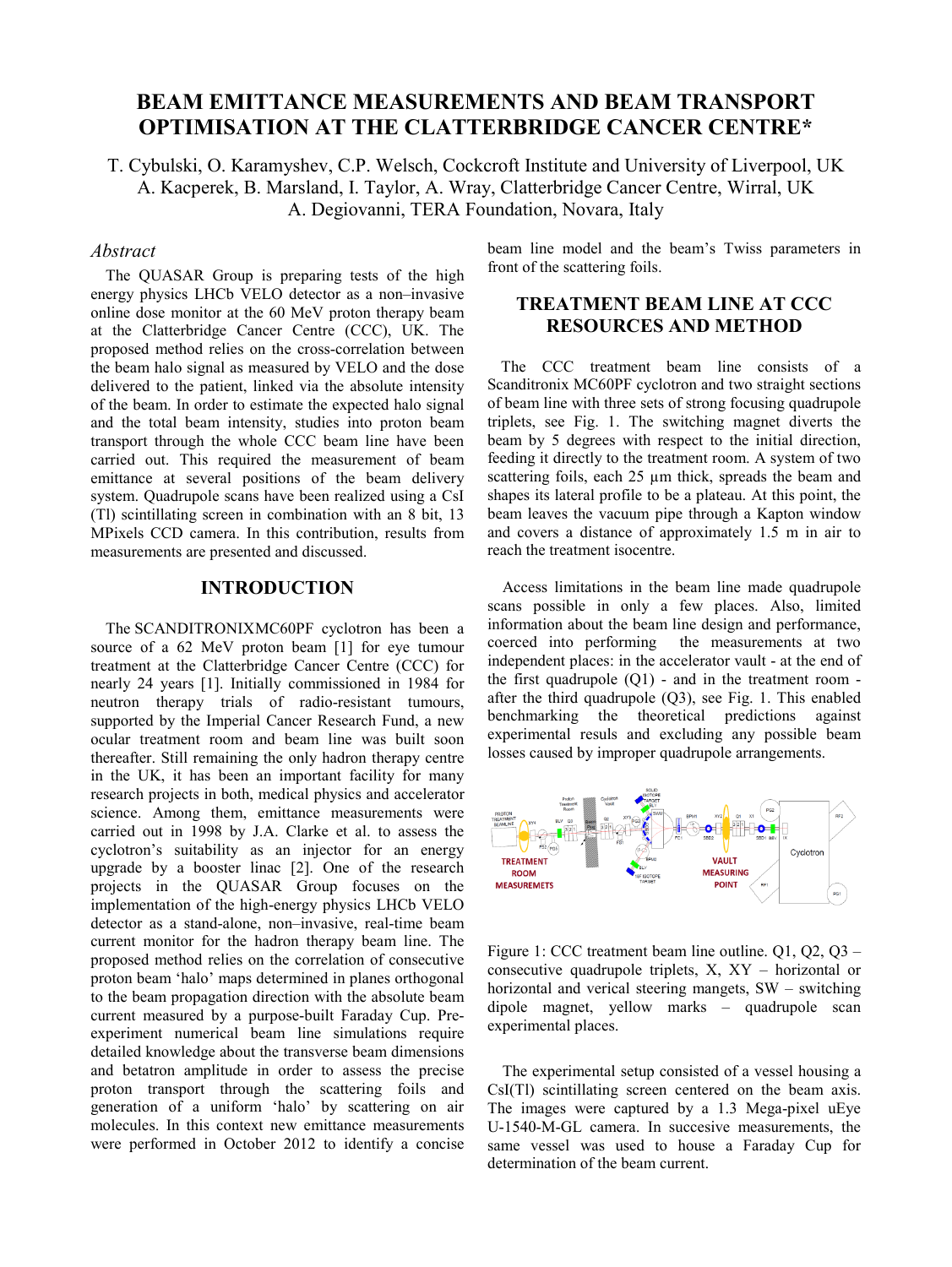# BEAM EMITTANCE MEASUREMENTS AND BEAM TRANSPORT OPTIMISATION AT THE CLATTERBRIDGE CANCER CENTRE*

T. Cybulski, O. Karamyshev, C.P. Welsch, Cockcroft Institute and University of Liverpool, UK
A. Kacperek, B. Marsland, I. Taylor, A. Wray, Clatterbridge Cancer Centre, Wirral, UK
A. Degiovanni, TERA Foundation, Novara, Italy

## *Abstract*

The QUASAR Group is preparing tests of the high energy physics LHCb VELO detector as a non–invasive online dose monitor at the 60 MeV proton therapy beam at the Clatterbridge Cancer Centre (CCC), UK. The proposed method relies on the cross-correlation between the beam halo signal as measured by VELO and the dose delivered to the patient, linked via the absolute intensity of the beam. In order to estimate the expected halo signal and the total beam intensity, studies into proton beam transport through the whole CCC beam line have been carried out. This required the measurement of beam emittance at several positions of the beam delivery system. Quadrupole scans have been realized using a CsI (Tl) scintillating screen in combination with an 8 bit, 13 MPixels CCD camera. In this contribution, results from measurements are presented and discussed.

## INTRODUCTION

The SCANDITRONIXMC60PF cyclotron has been a source of a 62 MeV proton beam [1] for eye tumour treatment at the Clatterbridge Cancer Centre (CCC) for nearly 24 years [1]. Initially commissioned in 1984 for neutron therapy trials of radio-resistant tumours, supported by the Imperial Cancer Research Fund, a new ocular treatment room and beam line was built soon thereafter. Still remaining the only hadron therapy centre in the UK, it has been an important facility for many research projects in both, medical physics and accelerator science. Among them, emittance measurements were carried out in 1998 by J.A. Clarke et al. to assess the cyclotron's suitability as an injector for an energy upgrade by a booster linac [2]. One of the research projects in the QUASAR Group focuses on the implementation of the high-energy physics LHCb VELO detector as a stand-alone, non–invasive, real-time beam current monitor for the hadron therapy beam line. The proposed method relies on the correlation of consecutive proton beam 'halo' maps determined in planes orthogonal to the beam propagation direction with the absolute beam current measured by a purpose-built Faraday Cup. Pre-experiment numerical beam line simulations require detailed knowledge about the transverse beam dimensions and betatron amplitude in order to assess the precise proton transport through the scattering foils and generation of a uniform 'halo' by scattering on air molecules. In this context new emittance measurements were performed in October 2012 to identify a concise beam line model and the beam's Twiss parameters in front of the scattering foils.

## TREATMENT BEAM LINE AT CCC RESOURCES AND METHOD

The CCC treatment beam line consists of a Scanditronix MC60PF cyclotron and two straight sections of beam line with three sets of strong focusing quadrupole triplets, see Fig. 1. The switching magnet diverts the beam by 5 degrees with respect to the initial direction, feeding it directly to the treatment room. A system of two scattering foils, each 25 µm thick, spreads the beam and shapes its lateral profile to be a plateau. At this point, the beam leaves the vacuum pipe through a Kapton window and covers a distance of approximately 1.5 m in air to reach the treatment isocentre.

Access limitations in the beam line made quadrupole scans possible in only a few places. Also, limited information about the beam line design and performance, coerced into performing the measurements at two independent places: in the accelerator vault - at the end of the first quadrupole (Q1) - and in the treatment room - after the third quadrupole (Q3), see Fig. 1. This enabled benchmarking the theoretical predictions against experimental resuls and excluding any possible beam losses caused by improper quadrupole arrangements.

Figure 1: CCC treatment beam line outline. Q1, Q2, Q3 – consecutive quadrupole triplets, X, XY – horizontal or horizontal and verical steering mangets, SW – switching dipole magnet, yellow marks – quadrupole scan experimental places.

The experimental setup consisted of a vessel housing a CsI(Tl) scintillating screen centered on the beam axis. The images were captured by a 1.3 Mega-pixel uEye U-1540-M-GL camera. In succesive measurements, the same vessel was used to house a Faraday Cup for determination of the beam current.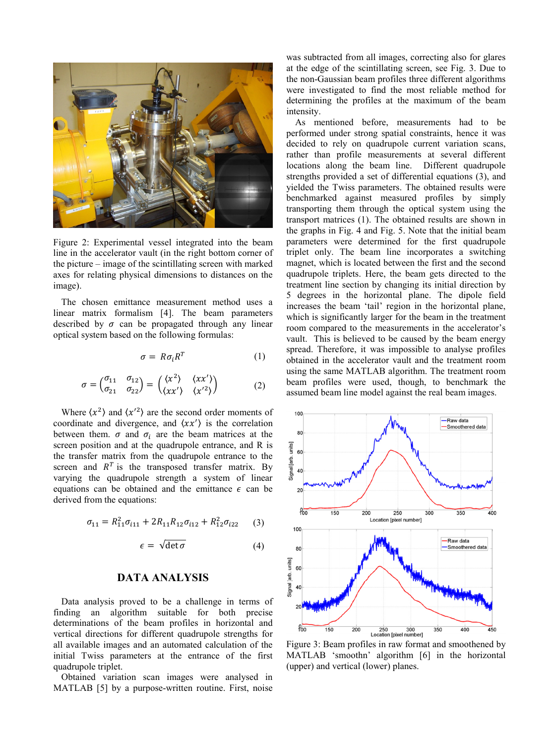Figure 2: Experimental vessel integrated into the beam line in the accelerator vault (in the right bottom corner of the picture – image of the scintillating screen with marked axes for relating physical dimensions to distances on the image).

The chosen emittance measurement method uses a linear matrix formalism [4]. The beam parameters described by $\sigma$ can be propagated through any linear optical system based on the following formulas:

$$\sigma = R\sigma_i R^T \tag{1}$$

$$\sigma = \begin{pmatrix} \sigma_{11} & \sigma_{12} \\ \sigma_{21} & \sigma_{22} \end{pmatrix} = \begin{pmatrix} \langle x^2 \rangle & \langle xx' \rangle \\ \langle xx' \rangle & \langle x'^2 \rangle \end{pmatrix} \tag{2}$$

Where $\langle x^2 \rangle$ and $\langle x'^2 \rangle$ are the second order moments of coordinate and divergence, and $\langle xx' \rangle$ is the correlation between them. $\sigma$ and $\sigma_i$ are the beam matrices at the screen position and at the quadrupole entrance, and R is the transfer matrix from the quadrupole entrance to the screen and $R^T$ is the transposed transfer matrix. By varying the quadrupole strength a system of linear equations can be obtained and the emittance $\epsilon$ can be derived from the equations:

$$\sigma_{11} = R_{11}^2\sigma_{i11} + 2R_{11}R_{12}\sigma_{i12} + R_{12}^2\sigma_{i22} \tag{3}$$

$$\epsilon = \sqrt{\det\sigma} \tag{4}$$

## DATA ANALYSIS

Data analysis proved to be a challenge in terms of finding an algorithm suitable for both precise determinations of the beam profiles in horizontal and vertical directions for different quadrupole strengths for all available images and an automated calculation of the initial Twiss parameters at the entrance of the first quadrupole triplet.

Obtained variation scan images were analysed in MATLAB [5] by a purpose-written routine. First, noise was subtracted from all images, correcting also for glares at the edge of the scintillating screen, see Fig. 3. Due to the non-Gaussian beam profiles three different algorithms were investigated to find the most reliable method for determining the profiles at the maximum of the beam intensity.

As mentioned before, measurements had to be performed under strong spatial constraints, hence it was decided to rely on quadrupole current variation scans, rather than profile measurements at several different locations along the beam line. Different quadrupole strengths provided a set of differential equations (3), and yielded the Twiss parameters. The obtained results were benchmarked against measured profiles by simply transporting them through the optical system using the transport matrices (1). The obtained results are shown in the graphs in Fig. 4 and Fig. 5. Note that the initial beam parameters were determined for the first quadrupole triplet only. The beam line incorporates a switching magnet, which is located between the first and the second quadrupole triplets. Here, the beam gets directed to the treatment line section by changing its initial direction by 5 degrees in the horizontal plane. The dipole field increases the beam 'tail' region in the horizontal plane, which is significantly larger for the beam in the treatment room compared to the measurements in the accelerator's vault. This is believed to be caused by the beam energy spread. Therefore, it was impossible to analyse profiles obtained in the accelerator vault and the treatment room using the same MATLAB algorithm. The treatment room beam profiles were used, though, to benchmark the assumed beam line model against the real beam images.

Figure 3: Beam profiles in raw format and smoothened by MATLAB 'smoothn' algorithm [6] in the horizontal (upper) and vertical (lower) planes.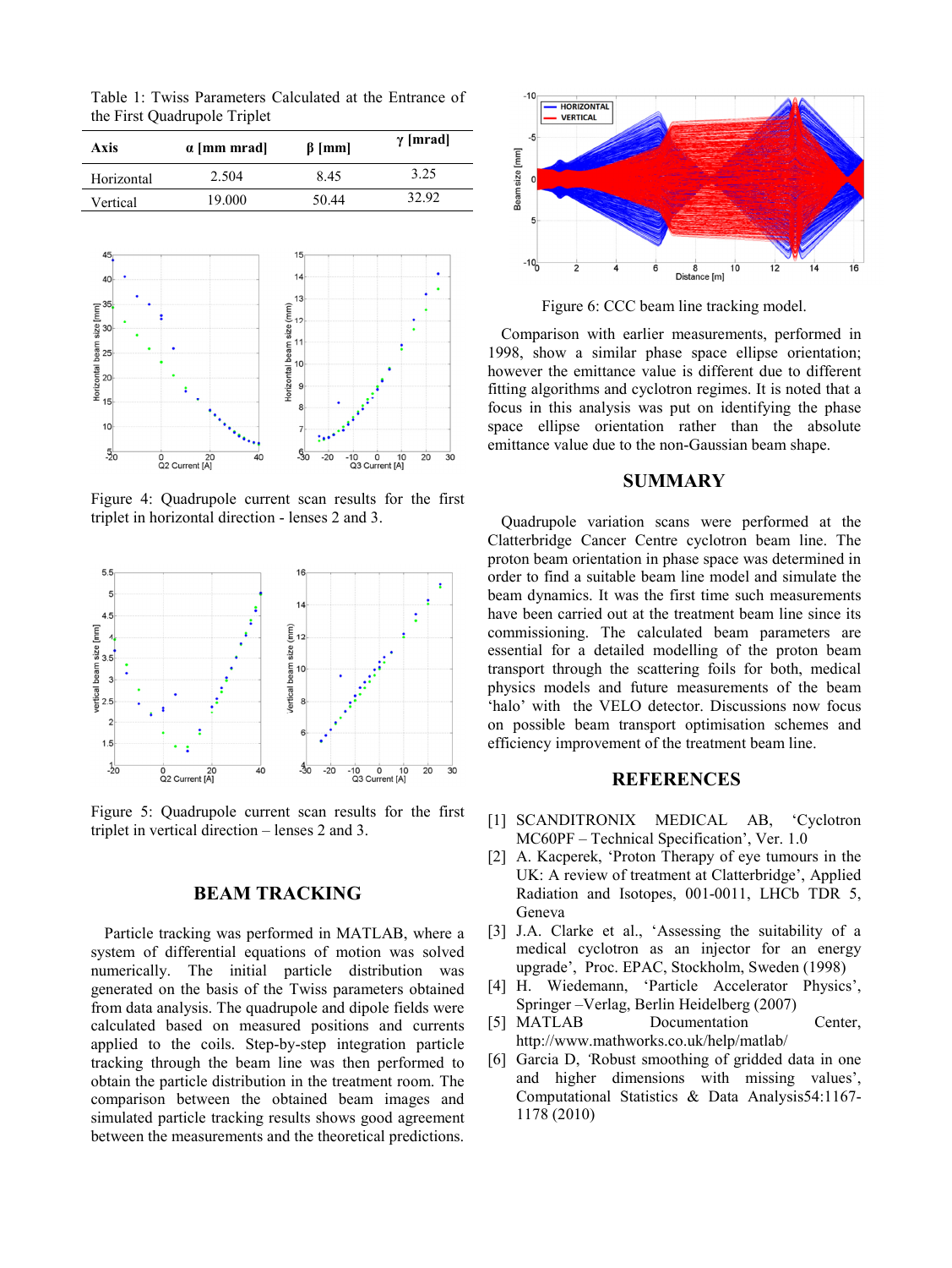Table 1: Twiss Parameters Calculated at the Entrance of the First Quadrupole Triplet

| Axis | α [mm mrad] | β [mm] | γ [mrad] |
|---|---|---|---|
| Horizontal | 2.504 | 8.45 | 3.25 |
| Vertical | 19.000 | 50.44 | 32.92 |

Horizontal beam size [mm]
Q2 Current [A]
Horizontal beam size (mm)
Q3 Current [A]

Figure 4: Quadrupole current scan results for the first triplet in horizontal direction - lenses 2 and 3.

vertical beam size [mm]
Q2 Current [A]
Vertical beam size (mm)
Q3 Current [A]

Figure 5: Quadrupole current scan results for the first triplet in vertical direction – lenses 2 and 3.

## BEAM TRACKING

Particle tracking was performed in MATLAB, where a system of differential equations of motion was solved numerically. The initial particle distribution was generated on the basis of the Twiss parameters obtained from data analysis. The quadrupole and dipole fields were calculated based on measured positions and currents applied to the coils. Step-by-step integration particle tracking through the beam line was then performed to obtain the particle distribution in the treatment room. The comparison between the obtained beam images and simulated particle tracking results shows good agreement between the measurements and the theoretical predictions.

HORIZONTAL
VERTICAL
Beam size [mm]
Distance [m]

Figure 6: CCC beam line tracking model.

Comparison with earlier measurements, performed in 1998, show a similar phase space ellipse orientation; however the emittance value is different due to different fitting algorithms and cyclotron regimes. It is noted that a focus in this analysis was put on identifying the phase space ellipse orientation rather than the absolute emittance value due to the non-Gaussian beam shape.

## SUMMARY

Quadrupole variation scans were performed at the Clatterbridge Cancer Centre cyclotron beam line. The proton beam orientation in phase space was determined in order to find a suitable beam line model and simulate the beam dynamics. It was the first time such measurements have been carried out at the treatment beam line since its commissioning. The calculated beam parameters are essential for a detailed modelling of the proton beam transport through the scattering foils for both, medical physics models and future measurements of the beam 'halo' with the VELO detector. Discussions now focus on possible beam transport optimisation schemes and efficiency improvement of the treatment beam line.

## REFERENCES

[1] SCANDITRONIX MEDICAL AB, 'Cyclotron MC60PF – Technical Specification', Ver. 1.0

[2] A. Kacperek, 'Proton Therapy of eye tumours in the UK: A review of treatment at Clatterbridge', Applied Radiation and Isotopes, 001-0011, LHCb TDR 5, Geneva

[3] J.A. Clarke et al., 'Assessing the suitability of a medical cyclotron as an injector for an energy upgrade', Proc. EPAC, Stockholm, Sweden (1998)

[4] H. Wiedemann, 'Particle Accelerator Physics', Springer –Verlag, Berlin Heidelberg (2007)

[5] MATLAB Documentation Center, http://www.mathworks.co.uk/help/matlab/

[6] Garcia D, 'Robust smoothing of gridded data in one and higher dimensions with missing values', Computational Statistics & Data Analysis54:1167-1178 (2010)